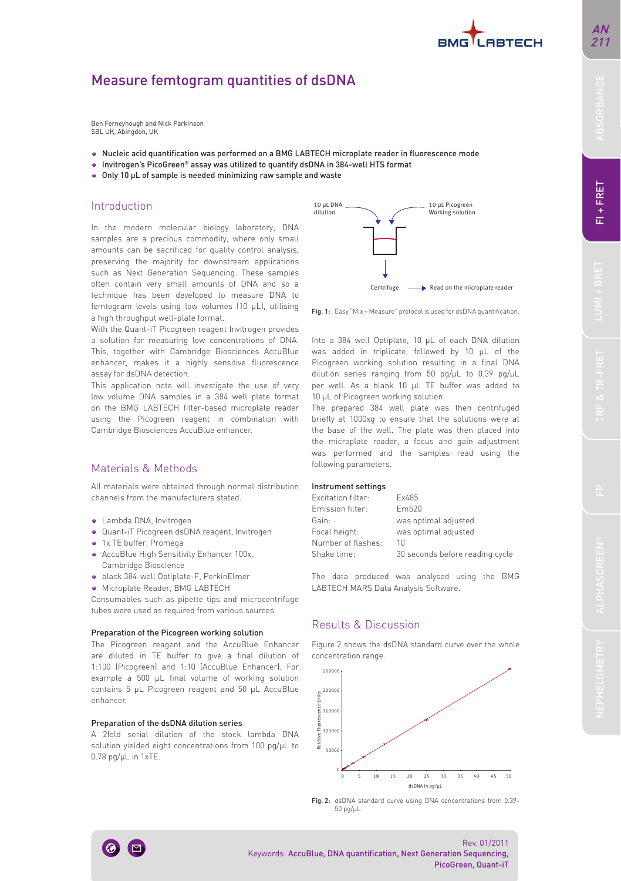# Measure femtogram quantities of dsDNA

Ben Ferneyhough and Nick Parkinson
SBL UK, Abingdon, UK

- Nucleic acid quantification was performed on a BMG LABTECH microplate reader in fluorescence mode
- Invitrogen's PicoGreen® assay was utilized to quantify dsDNA in 384-well HTS format
- Only 10 µL of sample is needed minimizing raw sample and waste

## Introduction

In the modern molecular biology laboratory, DNA samples are a precious commodity, where only small amounts can be sacrificed for quality control analysis, preserving the majority for downstream applications such as Next Generation Sequencing. These samples often contain very small amounts of DNA and so a technique has been developed to measure DNA to femtogram levels using low volumes (10 µL), utilising a high throughput well-plate format.

With the Quant-iT Picogreen reagent Invitrogen provides a solution for measuring low concentrations of DNA. This, together with Cambridge Biosciences AccuBlue enhancer, makes it a highly sensitive fluorescence assay for dsDNA detection.

This application note will investigate the use of very low volume DNA samples in a 384 well plate format on the BMG LABTECH filter-based microplate reader using the Picogreen reagent in combination with Cambridge Biosciences AccuBlue enhancer.

## Materials & Methods

All materials were obtained through normal distribution channels from the manufacturers stated.

- Lambda DNA, Invitrogen
- Quant-iT Picogreen dsDNA reagent, Invitrogen
- 1x TE buffer, Promega
- AccuBlue High Sensitivity Enhancer 100x, Cambridge Bioscience
- black 384-well Optiplate-F, PerkinElmer
- Microplate Reader, BMG LABTECH

Consumables such as pipette tips and microcentrifuge tubes were used as required from various sources.

### Preparation of the Picogreen working solution

The Picogreen reagent and the AccuBlue Enhancer are diluted in TE buffer to give a final dilution of 1:100 (Picogreen) and 1:10 (AccuBlue Enhancer). For example a 500 µL final volume of working solution contains 5 µL Picogreen reagent and 50 µL AccuBlue enhancer.

### Preparation of the dsDNA dilution series

A 2fold serial dilution of the stock lambda DNA solution yielded eight concentrations from 100 pg/µL to 0.78 pg/µL in 1xTE.

Fig. 1: Easy "Mix + Measure" protocol is used for dsDNA quantification.

Into a 384 well Optiplate, 10 µL of each DNA dilution was added in triplicate, followed by 10 µL of the Picogreen working solution resulting in a final DNA dilution series ranging from 50 pg/µL to 0.39 pg/µL per well. As a blank 10 µL TE buffer was added to 10 µL of Picogreen working solution.

The prepared 384 well plate was then centrifuged briefly at 1000xg to ensure that the solutions were at the base of the well. The plate was then placed into the microplate reader, a focus and gain adjustment was performed and the samples read using the following parameters.

### Instrument settings

| | |
|---|---|
| Excitation filter: | Ex485 |
| Emission filter: | Em520 |
| Gain: | was optimal adjusted |
| Focal height: | was optimal adjusted |
| Number of flashes: | 10 |
| Shake time: | 30 seconds before reading cycle |

The data produced was analysed using the BMG LABTECH MARS Data Analysis Software.

## Results & Discussion

Figure 2 shows the dsDNA standard curve over the whole concentration range.

Fig. 2: dsDNA standard curve using DNA concentrations from 0.39-50 pg/µL.

Rev. 01/2011

Keywords: AccuBlue, DNA quantification, Next Generation Sequencing, PicoGreen, Quant-iT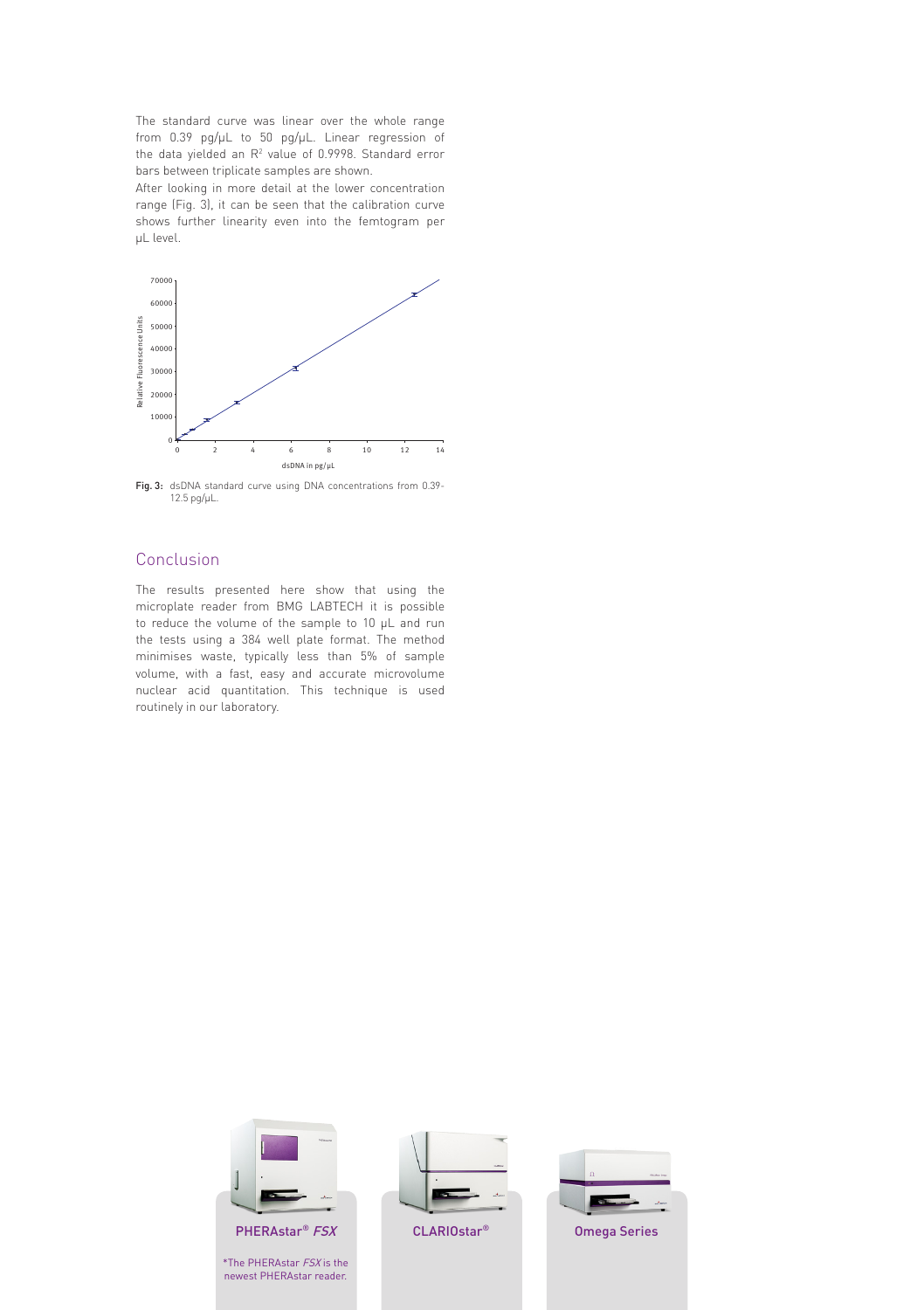The standard curve was linear over the whole range from 0.39 pg/µL to 50 pg/µL. Linear regression of the data yielded an $R^2$ value of 0.9998. Standard error bars between triplicate samples are shown.

After looking in more detail at the lower concentration range (Fig. 3), it can be seen that the calibration curve shows further linearity even into the femtogram per µL level.

70000
60000
50000
40000
30000
20000
10000
0

Relative Fluorescence Units

0 2 4 6 8 10 12 14

dsDNA in pg/µL

**Fig. 3:** dsDNA standard curve using DNA concentrations from 0.39-12.5 pg/µL.

## Conclusion

The results presented here show that using the microplate reader from BMG LABTECH it is possible to reduce the volume of the sample to 10 µL and run the tests using a 384 well plate format. The method minimises waste, typically less than 5% of sample volume, with a fast, easy and accurate microvolume nuclear acid quantitation. This technique is used routinely in our laboratory.

PHERAstar® *FSX*

*The PHERAstar *FSX* is the newest PHERAstar reader.

CLARIOstar®

Omega Series